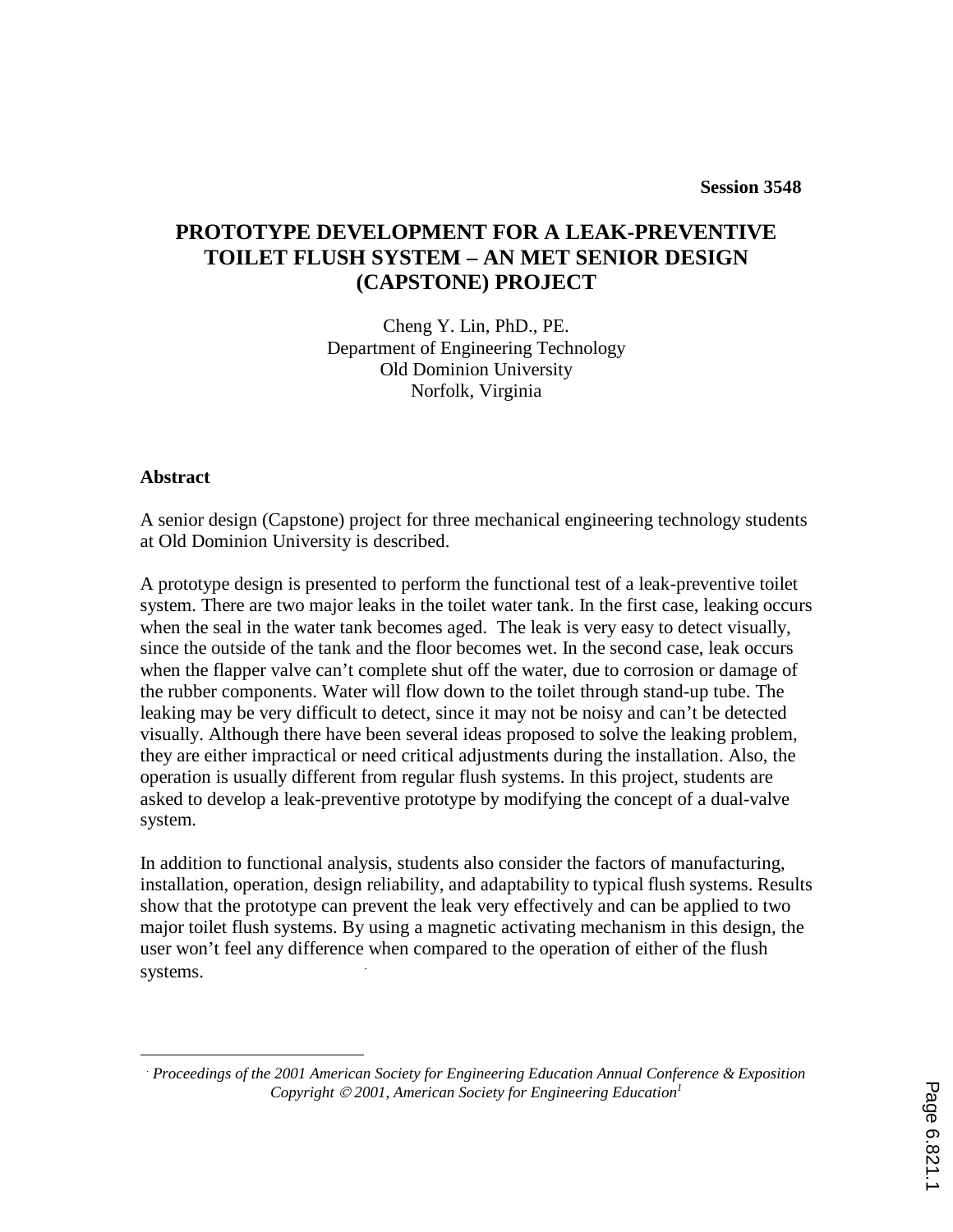Session 3548

# PROTOTYPE DEVELOPMENT FOR A LEAK-PREVENTIVE TOILET FLUSH SYSTEM – AN MET SENIOR DESIGN (CAPSTONE) PROJECT

Cheng Y. Lin, PhD., PE.
Department of Engineering Technology
Old Dominion University
Norfolk, Virginia

## Abstract

A senior design (Capstone) project for three mechanical engineering technology students at Old Dominion University is described.

A prototype design is presented to perform the functional test of a leak-preventive toilet system. There are two major leaks in the toilet water tank. In the first case, leaking occurs when the seal in the water tank becomes aged. The leak is very easy to detect visually, since the outside of the tank and the floor becomes wet. In the second case, leak occurs when the flapper valve can't complete shut off the water, due to corrosion or damage of the rubber components. Water will flow down to the toilet through stand-up tube. The leaking may be very difficult to detect, since it may not be noisy and can't be detected visually. Although there have been several ideas proposed to solve the leaking problem, they are either impractical or need critical adjustments during the installation. Also, the operation is usually different from regular flush systems. In this project, students are asked to develop a leak-preventive prototype by modifying the concept of a dual-valve system.

In addition to functional analysis, students also consider the factors of manufacturing, installation, operation, design reliability, and adaptability to typical flush systems. Results show that the prototype can prevent the leak very effectively and can be applied to two major toilet flush systems. By using a magnetic activating mechanism in this design, the user won't feel any difference when compared to the operation of either of the flush systems.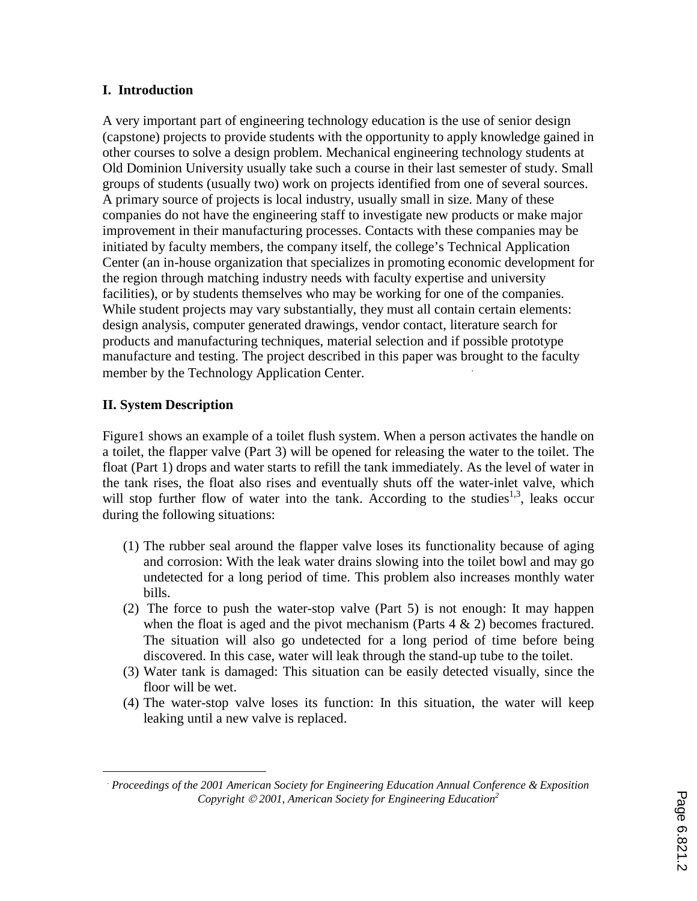## I. Introduction

A very important part of engineering technology education is the use of senior design (capstone) projects to provide students with the opportunity to apply knowledge gained in other courses to solve a design problem. Mechanical engineering technology students at Old Dominion University usually take such a course in their last semester of study. Small groups of students (usually two) work on projects identified from one of several sources. A primary source of projects is local industry, usually small in size. Many of these companies do not have the engineering staff to investigate new products or make major improvement in their manufacturing processes. Contacts with these companies may be initiated by faculty members, the company itself, the college's Technical Application Center (an in-house organization that specializes in promoting economic development for the region through matching industry needs with faculty expertise and university facilities), or by students themselves who may be working for one of the companies. While student projects may vary substantially, they must all contain certain elements: design analysis, computer generated drawings, vendor contact, literature search for products and manufacturing techniques, material selection and if possible prototype manufacture and testing. The project described in this paper was brought to the faculty member by the Technology Application Center.

## II. System Description

Figure1 shows an example of a toilet flush system. When a person activates the handle on a toilet, the flapper valve (Part 3) will be opened for releasing the water to the toilet. The float (Part 1) drops and water starts to refill the tank immediately. As the level of water in the tank rises, the float also rises and eventually shuts off the water-inlet valve, which will stop further flow of water into the tank. According to the studies[1,3], leaks occur during the following situations:

(1) The rubber seal around the flapper valve loses its functionality because of aging and corrosion: With the leak water drains slowing into the toilet bowl and may go undetected for a long period of time. This problem also increases monthly water bills.
(2) The force to push the water-stop valve (Part 5) is not enough: It may happen when the float is aged and the pivot mechanism (Parts 4 & 2) becomes fractured. The situation will also go undetected for a long period of time before being discovered. In this case, water will leak through the stand-up tube to the toilet.
(3) Water tank is damaged: This situation can be easily detected visually, since the floor will be wet.
(4) The water-stop valve loses its function: In this situation, the water will keep leaking until a new valve is replaced.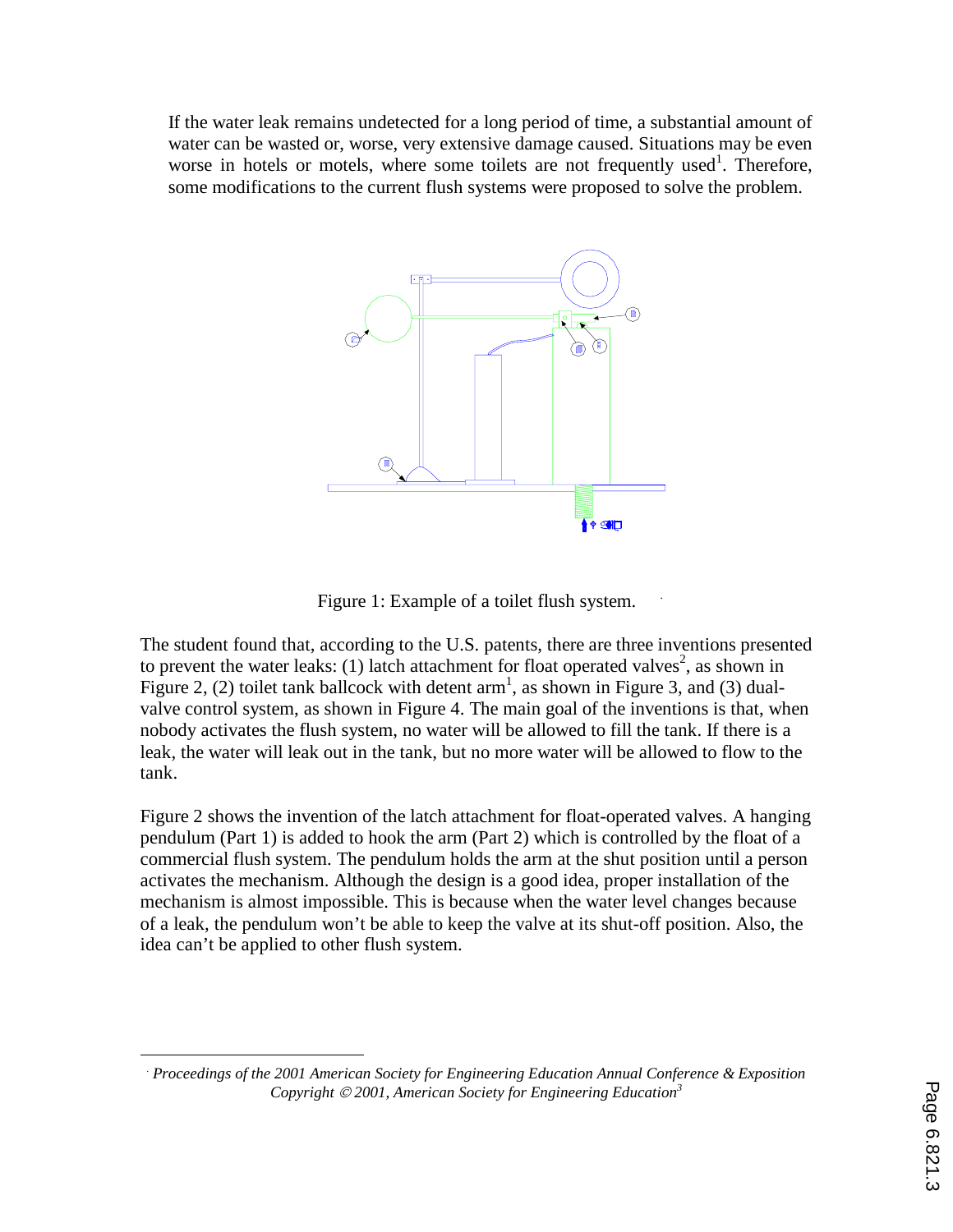If the water leak remains undetected for a long period of time, a substantial amount of water can be wasted or, worse, very extensive damage caused. Situations may be even worse in hotels or motels, where some toilets are not frequently used[1]. Therefore, some modifications to the current flush systems were proposed to solve the problem.

Figure 1: Example of a toilet flush system.

The student found that, according to the U.S. patents, there are three inventions presented to prevent the water leaks: (1) latch attachment for float operated valves[2], as shown in Figure 2, (2) toilet tank ballcock with detent arm[1], as shown in Figure 3, and (3) dual-valve control system, as shown in Figure 4. The main goal of the inventions is that, when nobody activates the flush system, no water will be allowed to fill the tank. If there is a leak, the water will leak out in the tank, but no more water will be allowed to flow to the tank.

Figure 2 shows the invention of the latch attachment for float-operated valves. A hanging pendulum (Part 1) is added to hook the arm (Part 2) which is controlled by the float of a commercial flush system. The pendulum holds the arm at the shut position until a person activates the mechanism. Although the design is a good idea, proper installation of the mechanism is almost impossible. This is because when the water level changes because of a leak, the pendulum won't be able to keep the valve at its shut-off position. Also, the idea can't be applied to other flush system.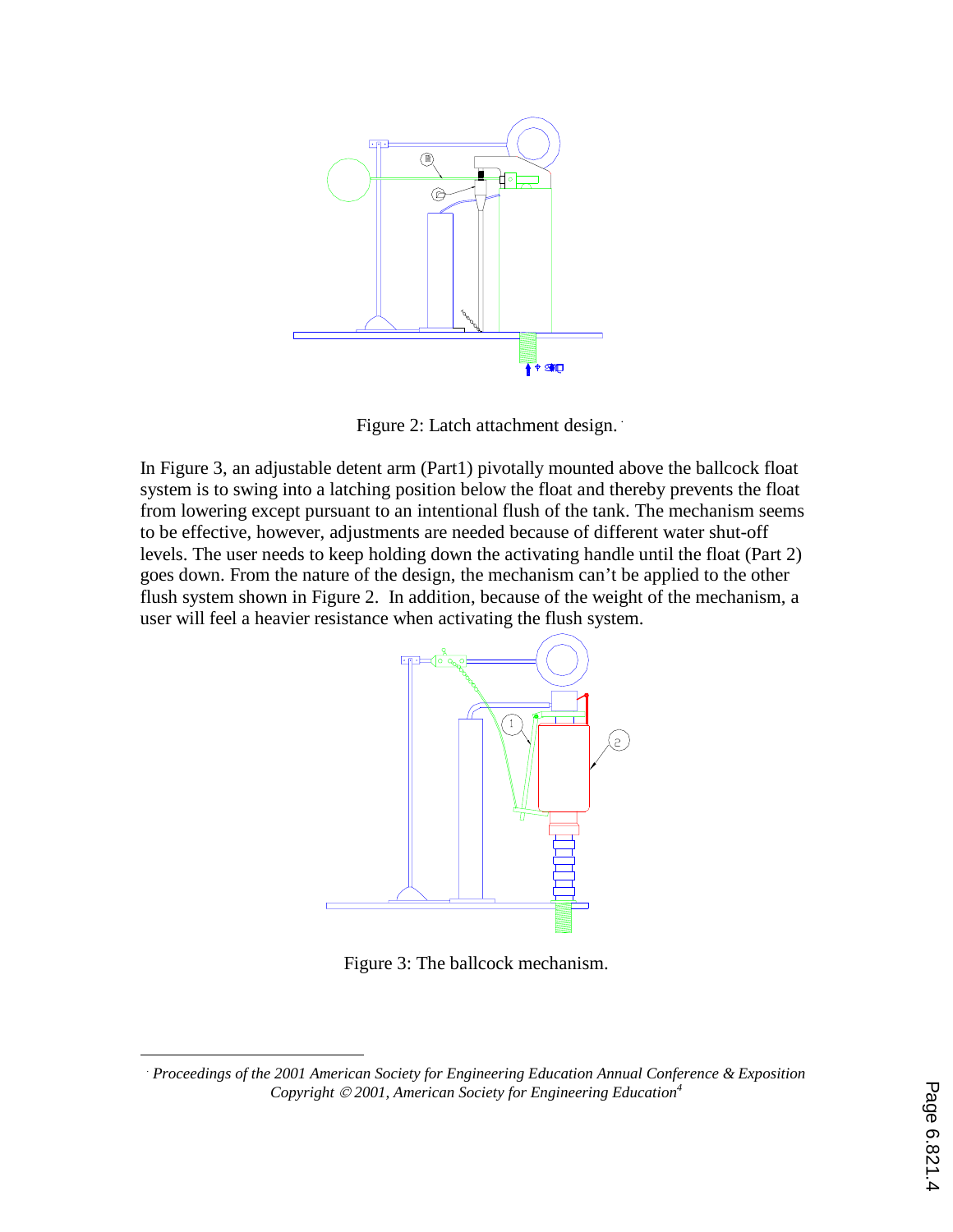Figure 2: Latch attachment design.

In Figure 3, an adjustable detent arm (Part1) pivotally mounted above the ballcock float system is to swing into a latching position below the float and thereby prevents the float from lowering except pursuant to an intentional flush of the tank. The mechanism seems to be effective, however, adjustments are needed because of different water shut-off levels. The user needs to keep holding down the activating handle until the float (Part 2) goes down. From the nature of the design, the mechanism can't be applied to the other flush system shown in Figure 2. In addition, because of the weight of the mechanism, a user will feel a heavier resistance when activating the flush system.

Figure 3: The ballcock mechanism.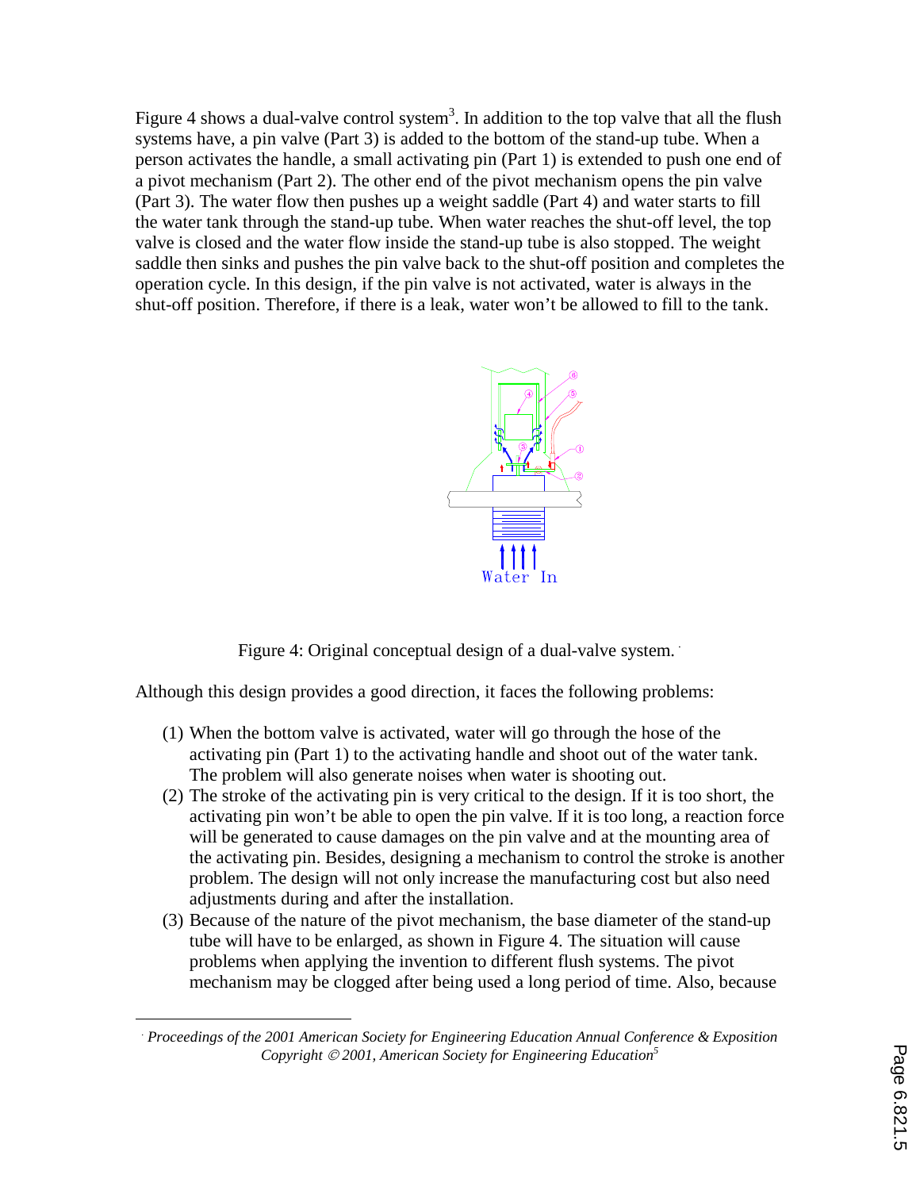Figure 4 shows a dual-valve control system[3]. In addition to the top valve that all the flush systems have, a pin valve (Part 3) is added to the bottom of the stand-up tube. When a person activates the handle, a small activating pin (Part 1) is extended to push one end of a pivot mechanism (Part 2). The other end of the pivot mechanism opens the pin valve (Part 3). The water flow then pushes up a weight saddle (Part 4) and water starts to fill the water tank through the stand-up tube. When water reaches the shut-off level, the top valve is closed and the water flow inside the stand-up tube is also stopped. The weight saddle then sinks and pushes the pin valve back to the shut-off position and completes the operation cycle. In this design, if the pin valve is not activated, water is always in the shut-off position. Therefore, if there is a leak, water won't be allowed to fill to the tank.

Figure 4: Original conceptual design of a dual-valve system.

Although this design provides a good direction, it faces the following problems:

(1) When the bottom valve is activated, water will go through the hose of the activating pin (Part 1) to the activating handle and shoot out of the water tank. The problem will also generate noises when water is shooting out.
(2) The stroke of the activating pin is very critical to the design. If it is too short, the activating pin won't be able to open the pin valve. If it is too long, a reaction force will be generated to cause damages on the pin valve and at the mounting area of the activating pin. Besides, designing a mechanism to control the stroke is another problem. The design will not only increase the manufacturing cost but also need adjustments during and after the installation.
(3) Because of the nature of the pivot mechanism, the base diameter of the stand-up tube will have to be enlarged, as shown in Figure 4. The situation will cause problems when applying the invention to different flush systems. The pivot mechanism may be clogged after being used a long period of time. Also, because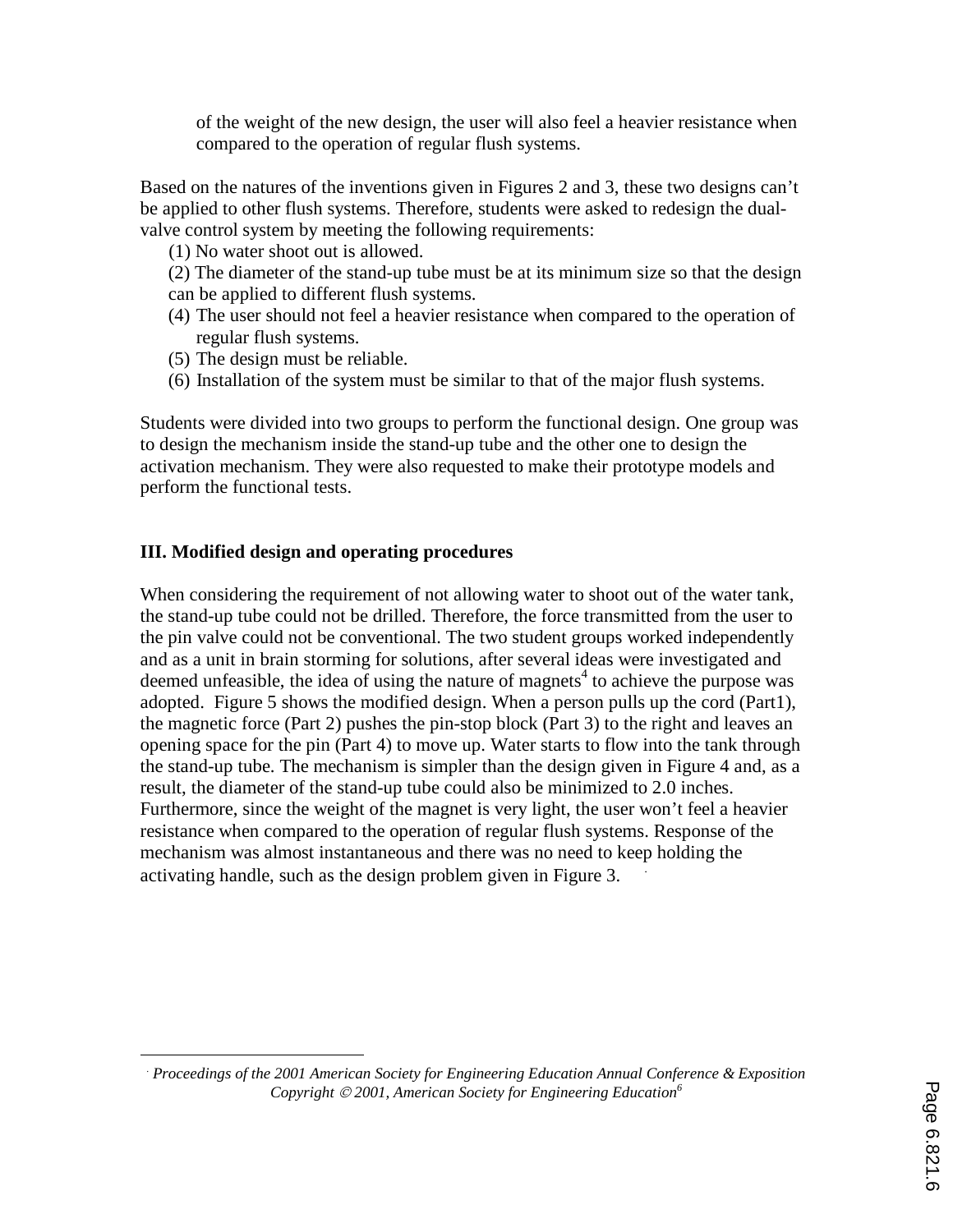of the weight of the new design, the user will also feel a heavier resistance when compared to the operation of regular flush systems.

Based on the natures of the inventions given in Figures 2 and 3, these two designs can't be applied to other flush systems. Therefore, students were asked to redesign the dual-valve control system by meeting the following requirements:

(1) No water shoot out is allowed.

(2) The diameter of the stand-up tube must be at its minimum size so that the design can be applied to different flush systems.

(4) The user should not feel a heavier resistance when compared to the operation of regular flush systems.

(5) The design must be reliable.

(6) Installation of the system must be similar to that of the major flush systems.

Students were divided into two groups to perform the functional design. One group was to design the mechanism inside the stand-up tube and the other one to design the activation mechanism. They were also requested to make their prototype models and perform the functional tests.

### III. Modified design and operating procedures

When considering the requirement of not allowing water to shoot out of the water tank, the stand-up tube could not be drilled. Therefore, the force transmitted from the user to the pin valve could not be conventional. The two student groups worked independently and as a unit in brain storming for solutions, after several ideas were investigated and deemed unfeasible, the idea of using the nature of magnets[4] to achieve the purpose was adopted. Figure 5 shows the modified design. When a person pulls up the cord (Part1), the magnetic force (Part 2) pushes the pin-stop block (Part 3) to the right and leaves an opening space for the pin (Part 4) to move up. Water starts to flow into the tank through the stand-up tube. The mechanism is simpler than the design given in Figure 4 and, as a result, the diameter of the stand-up tube could also be minimized to 2.0 inches. Furthermore, since the weight of the magnet is very light, the user won't feel a heavier resistance when compared to the operation of regular flush systems. Response of the mechanism was almost instantaneous and there was no need to keep holding the activating handle, such as the design problem given in Figure 3.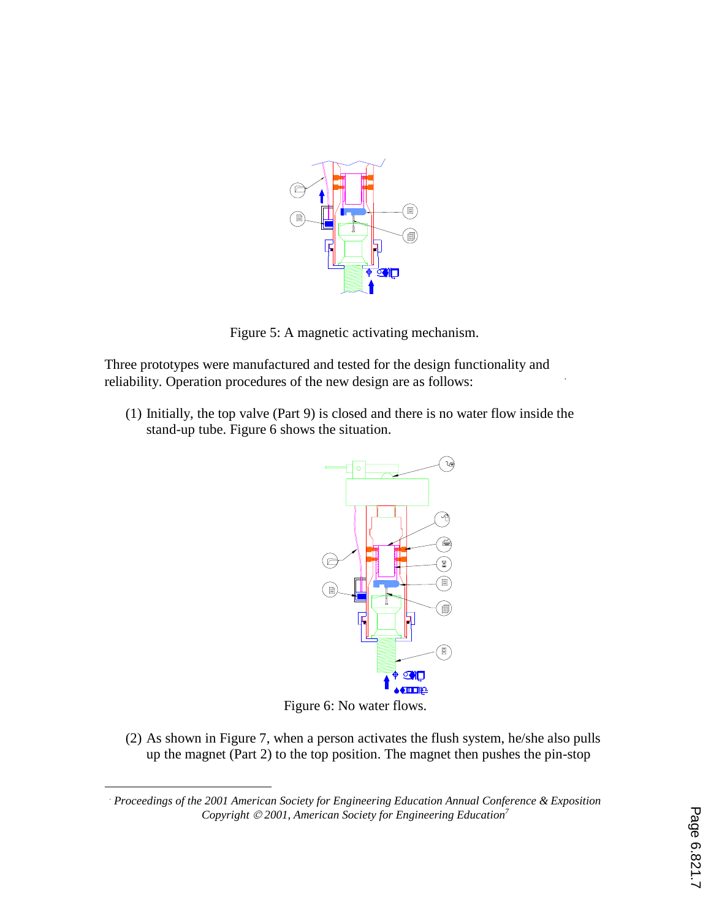Figure 5: A magnetic activating mechanism.

Three prototypes were manufactured and tested for the design functionality and reliability. Operation procedures of the new design are as follows:

(1) Initially, the top valve (Part 9) is closed and there is no water flow inside the stand-up tube. Figure 6 shows the situation.

Figure 6: No water flows.

(2) As shown in Figure 7, when a person activates the flush system, he/she also pulls up the magnet (Part 2) to the top position. The magnet then pushes the pin-stop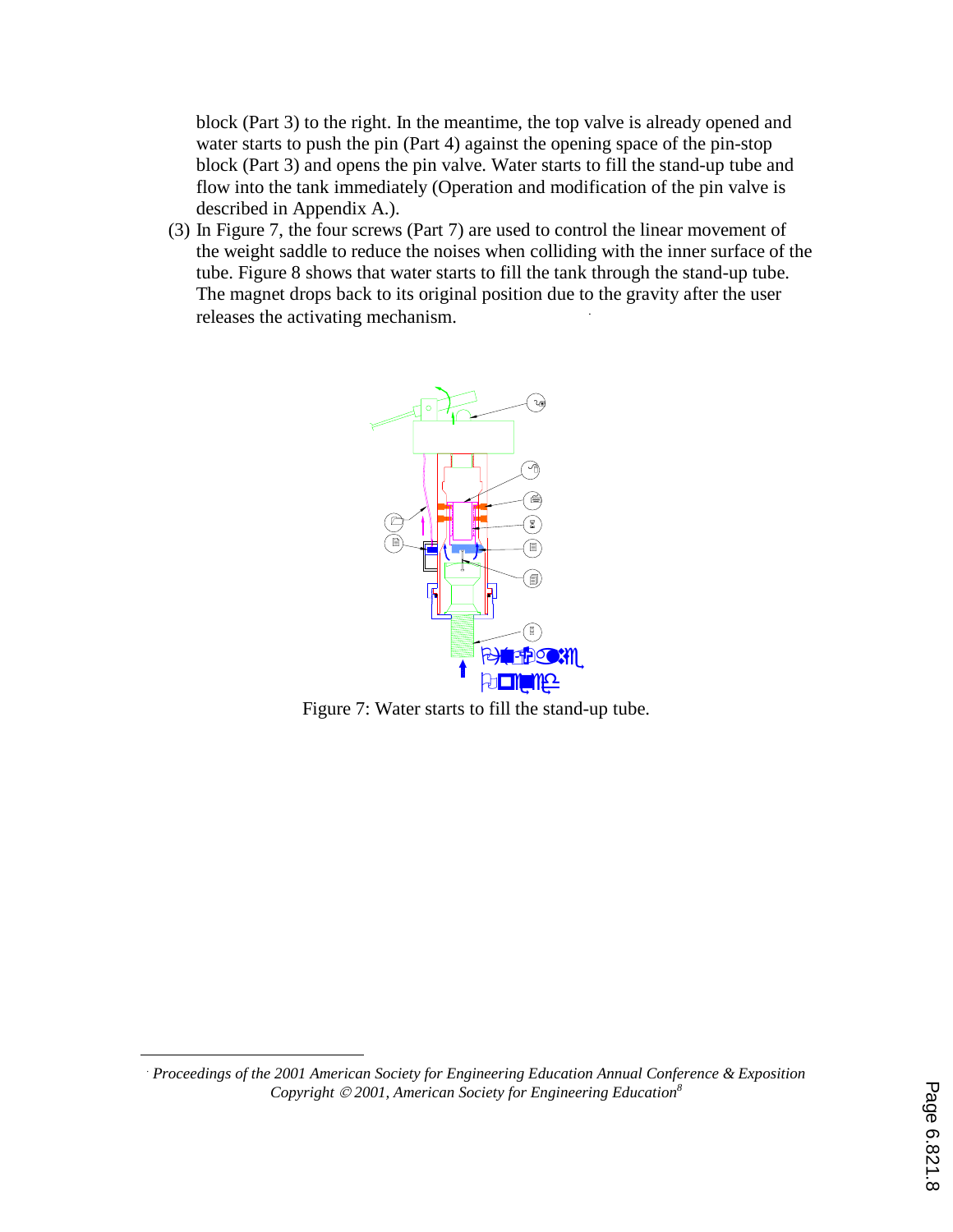block (Part 3) to the right. In the meantime, the top valve is already opened and water starts to push the pin (Part 4) against the opening space of the pin-stop block (Part 3) and opens the pin valve. Water starts to fill the stand-up tube and flow into the tank immediately (Operation and modification of the pin valve is described in Appendix A.).

(3) In Figure 7, the four screws (Part 7) are used to control the linear movement of the weight saddle to reduce the noises when colliding with the inner surface of the tube. Figure 8 shows that water starts to fill the tank through the stand-up tube. The magnet drops back to its original position due to the gravity after the user releases the activating mechanism.

Figure 7: Water starts to fill the stand-up tube.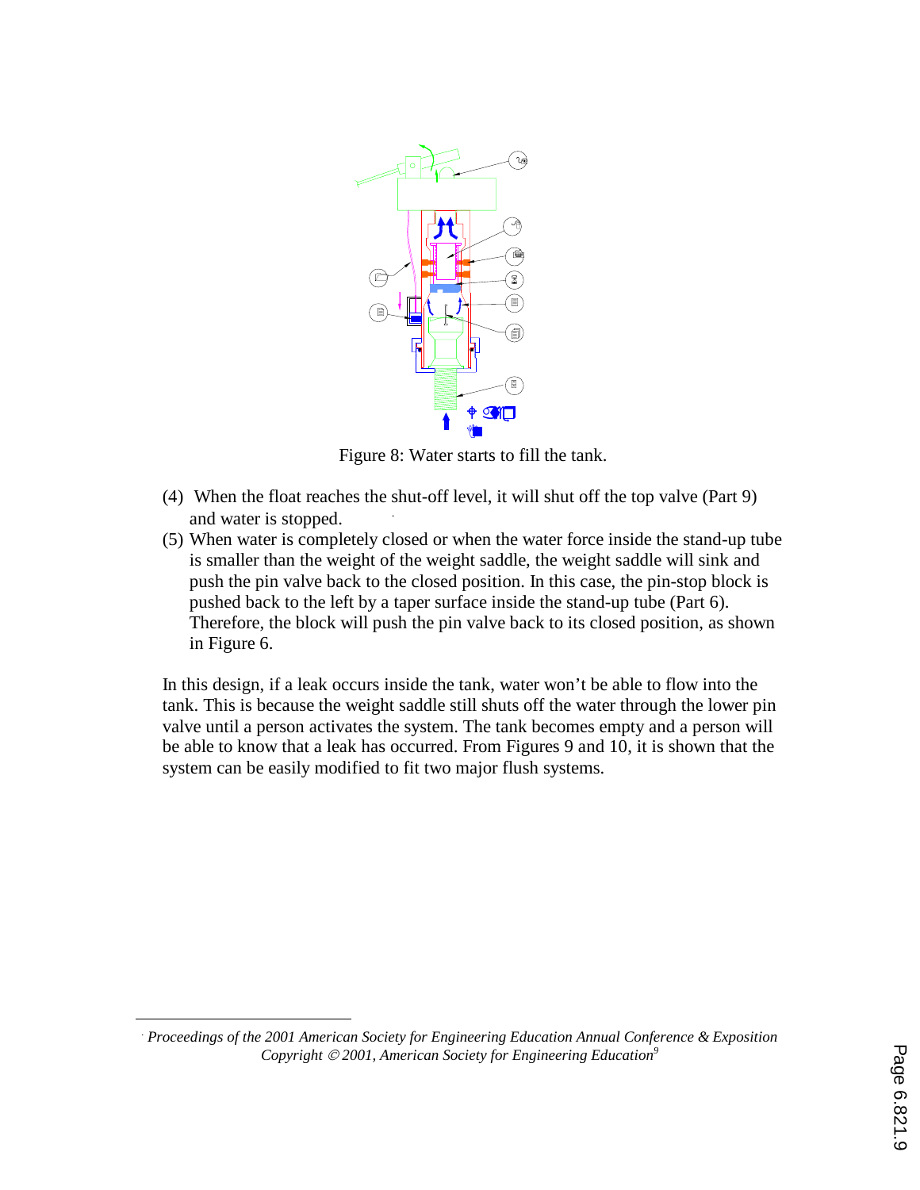Figure 8: Water starts to fill the tank.

(4) When the float reaches the shut-off level, it will shut off the top valve (Part 9) and water is stopped.

(5) When water is completely closed or when the water force inside the stand-up tube is smaller than the weight of the weight saddle, the weight saddle will sink and push the pin valve back to the closed position. In this case, the pin-stop block is pushed back to the left by a taper surface inside the stand-up tube (Part 6). Therefore, the block will push the pin valve back to its closed position, as shown in Figure 6.

In this design, if a leak occurs inside the tank, water won't be able to flow into the tank. This is because the weight saddle still shuts off the water through the lower pin valve until a person activates the system. The tank becomes empty and a person will be able to know that a leak has occurred. From Figures 9 and 10, it is shown that the system can be easily modified to fit two major flush systems.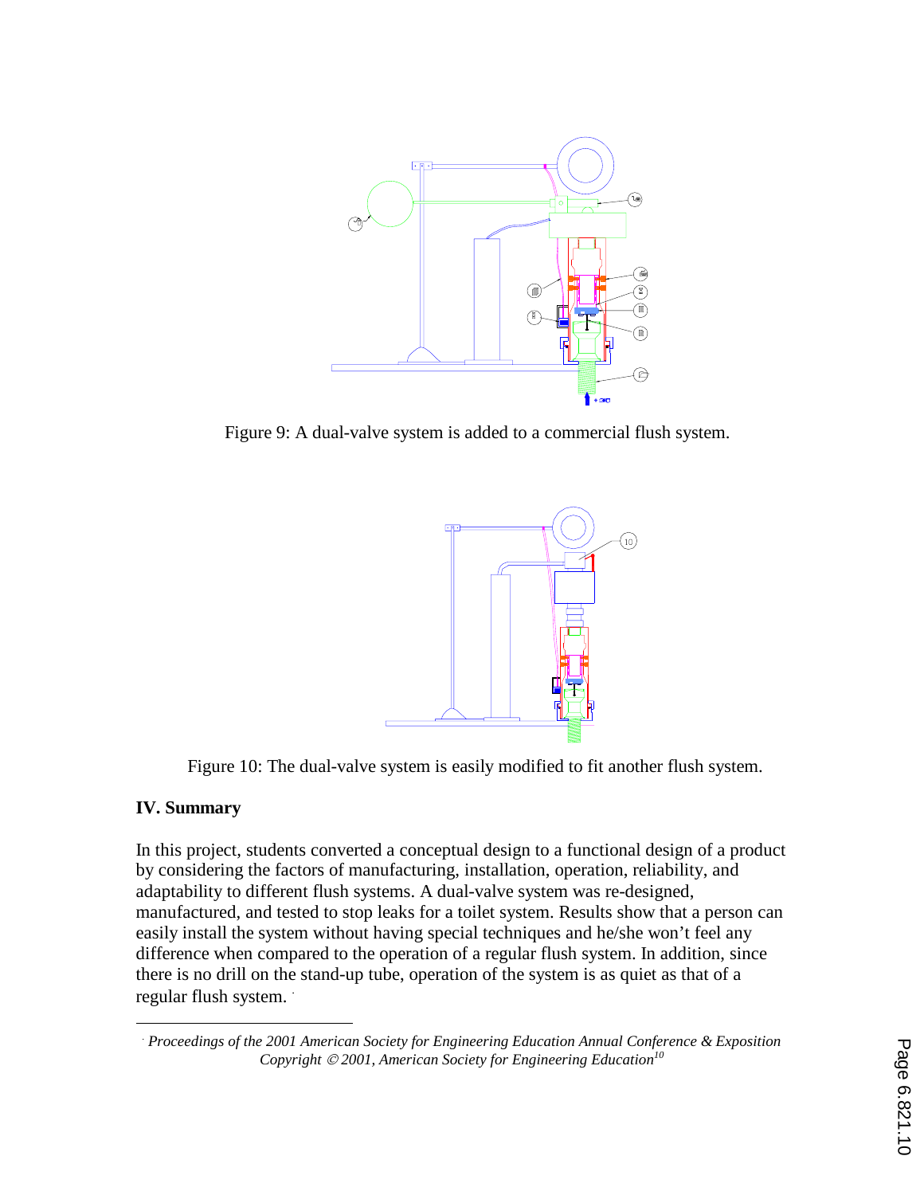Figure 9: A dual-valve system is added to a commercial flush system.

Figure 10: The dual-valve system is easily modified to fit another flush system.

## IV. Summary

In this project, students converted a conceptual design to a functional design of a product by considering the factors of manufacturing, installation, operation, reliability, and adaptability to different flush systems. A dual-valve system was re-designed, manufactured, and tested to stop leaks for a toilet system. Results show that a person can easily install the system without having special techniques and he/she won't feel any difference when compared to the operation of a regular flush system. In addition, since there is no drill on the stand-up tube, operation of the system is as quiet as that of a regular flush system.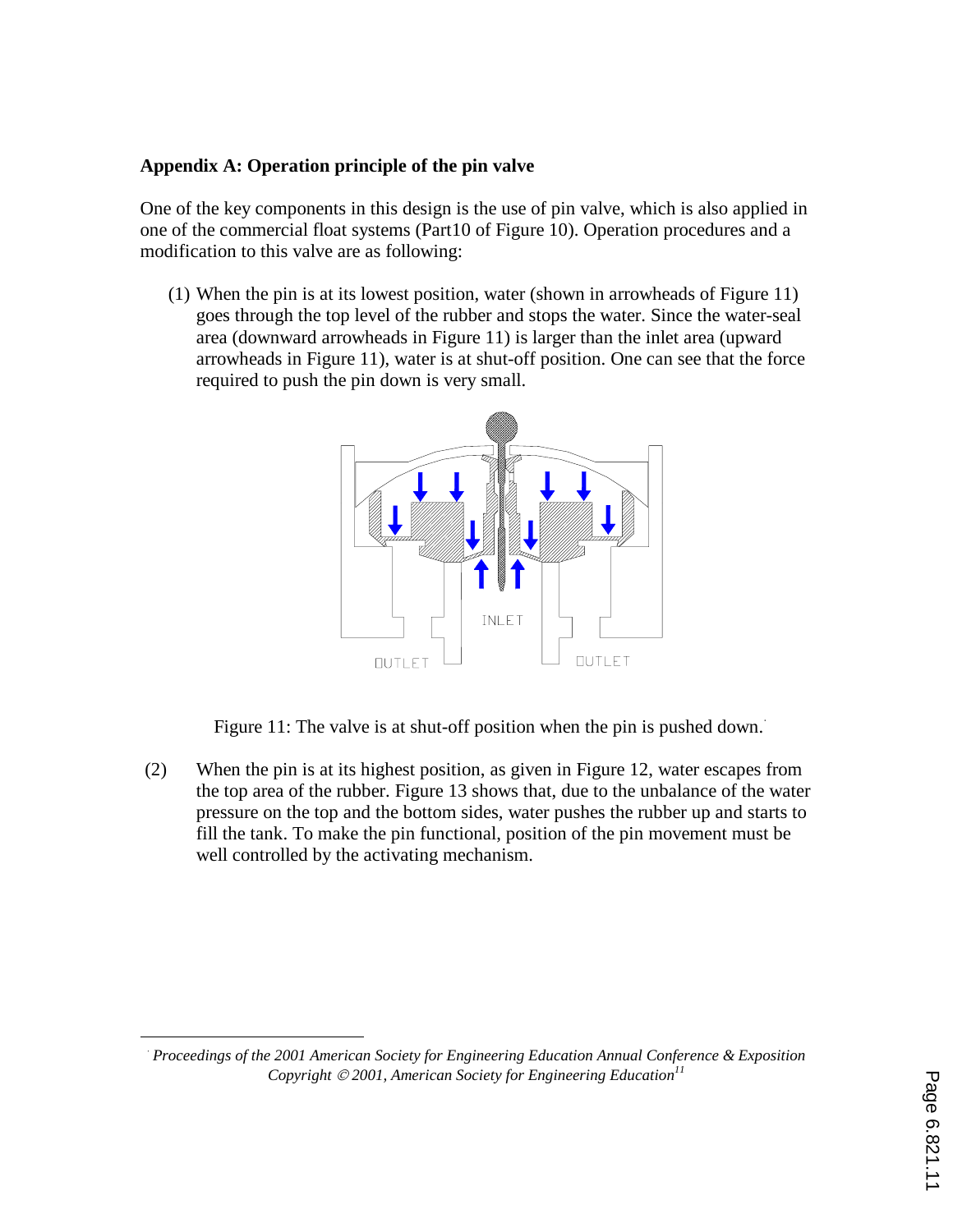**Appendix A: Operation principle of the pin valve**

One of the key components in this design is the use of pin valve, which is also applied in one of the commercial float systems (Part10 of Figure 10). Operation procedures and a modification to this valve are as following:

(1) When the pin is at its lowest position, water (shown in arrowheads of Figure 11) goes through the top level of the rubber and stops the water. Since the water-seal area (downward arrowheads in Figure 11) is larger than the inlet area (upward arrowheads in Figure 11), water is at shut-off position. One can see that the force required to push the pin down is very small.

Figure 11: The valve is at shut-off position when the pin is pushed down.

(2) When the pin is at its highest position, as given in Figure 12, water escapes from the top area of the rubber. Figure 13 shows that, due to the unbalance of the water pressure on the top and the bottom sides, water pushes the rubber up and starts to fill the tank. To make the pin functional, position of the pin movement must be well controlled by the activating mechanism.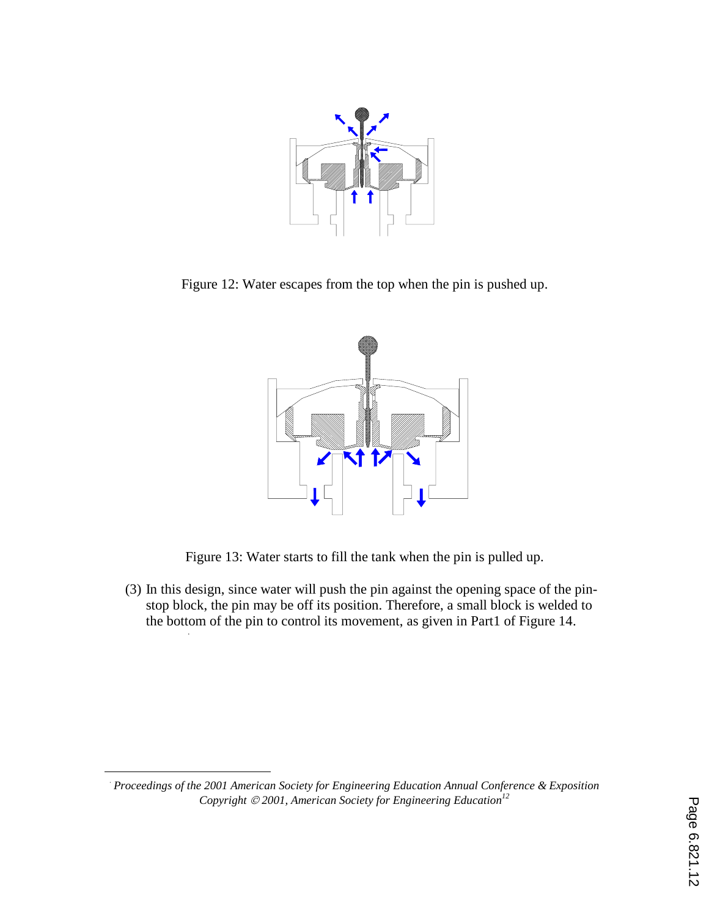Figure 12: Water escapes from the top when the pin is pushed up.

Figure 13: Water starts to fill the tank when the pin is pulled up.

(3) In this design, since water will push the pin against the opening space of the pin-stop block, the pin may be off its position. Therefore, a small block is welded to the bottom of the pin to control its movement, as given in Part1 of Figure 14.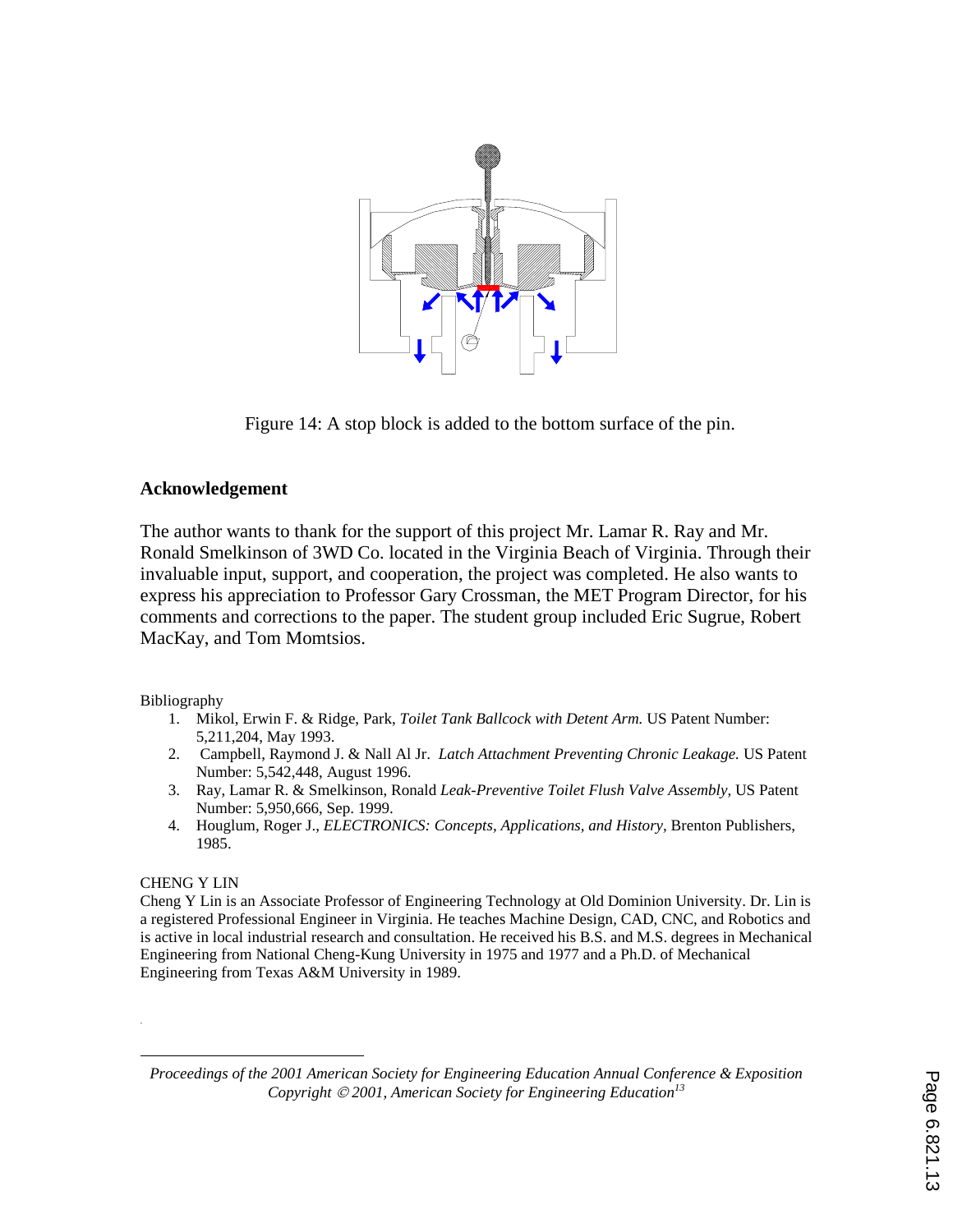Figure 14: A stop block is added to the bottom surface of the pin.

## Acknowledgement

The author wants to thank for the support of this project Mr. Lamar R. Ray and Mr. Ronald Smelkinson of 3WD Co. located in the Virginia Beach of Virginia. Through their invaluable input, support, and cooperation, the project was completed. He also wants to express his appreciation to Professor Gary Crossman, the MET Program Director, for his comments and corrections to the paper. The student group included Eric Sugrue, Robert MacKay, and Tom Momtsios.

Bibliography

1. Mikol, Erwin F. & Ridge, Park, *Toilet Tank Ballcock with Detent Arm.* US Patent Number: 5,211,204, May 1993.
2. Campbell, Raymond J. & Nall Al Jr. *Latch Attachment Preventing Chronic Leakage.* US Patent Number: 5,542,448, August 1996.
3. Ray, Lamar R. & Smelkinson, Ronald *Leak-Preventive Toilet Flush Valve Assembly,* US Patent Number: 5,950,666, Sep. 1999.
4. Houglum, Roger J., *ELECTRONICS: Concepts, Applications, and History,* Brenton Publishers, 1985.

CHENG Y LIN

Cheng Y Lin is an Associate Professor of Engineering Technology at Old Dominion University. Dr. Lin is a registered Professional Engineer in Virginia. He teaches Machine Design, CAD, CNC, and Robotics and is active in local industrial research and consultation. He received his B.S. and M.S. degrees in Mechanical Engineering from National Cheng-Kung University in 1975 and 1977 and a Ph.D. of Mechanical Engineering from Texas A&M University in 1989.